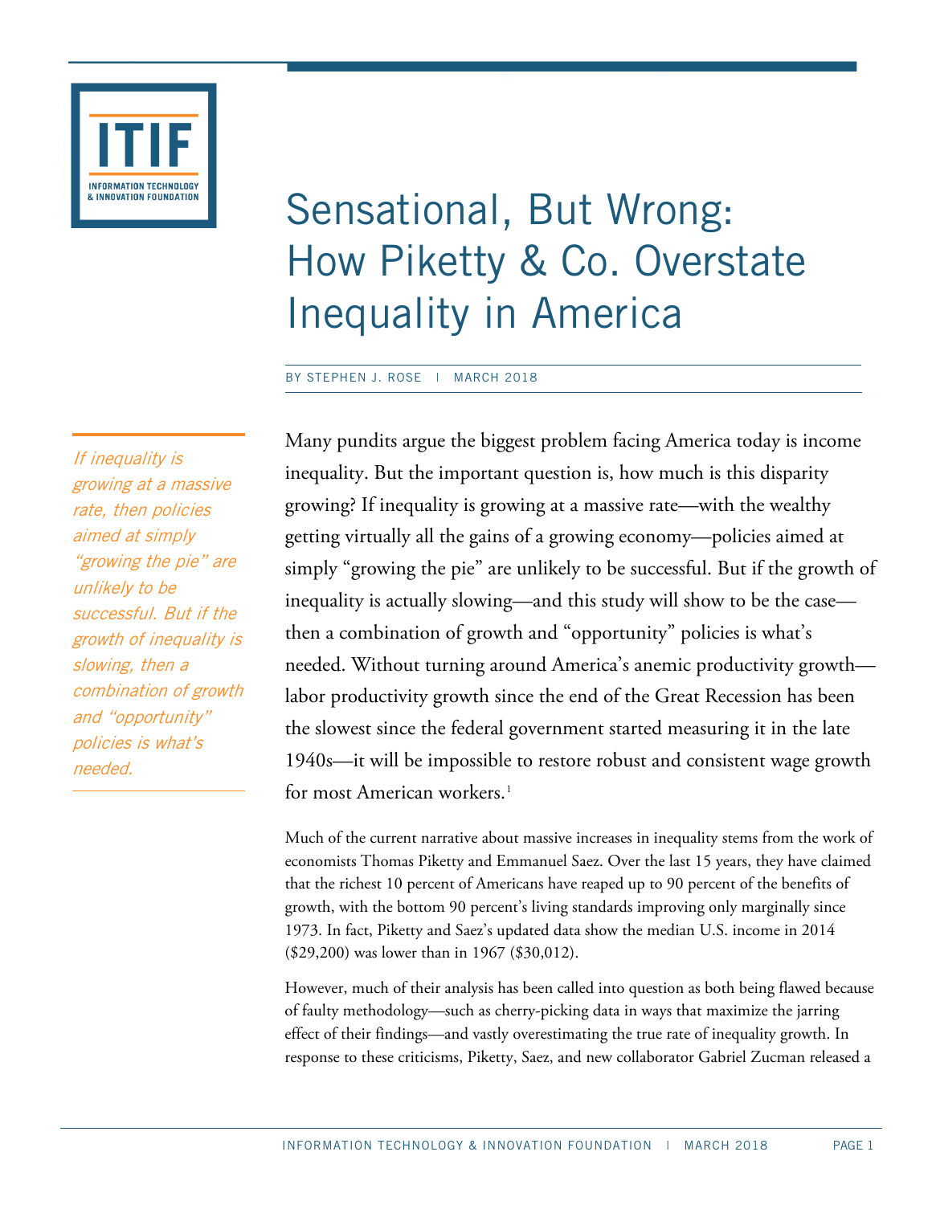# Sensational, But Wrong: How Piketty & Co. Overstate Inequality in America

BY STEPHEN J. ROSE | MARCH 2018

*If inequality is growing at a massive rate, then policies aimed at simply "growing the pie" are unlikely to be successful. But if the growth of inequality is slowing, then a combination of growth and "opportunity" policies is what's needed.*

Many pundits argue the biggest problem facing America today is income inequality. But the important question is, how much is this disparity growing? If inequality is growing at a massive rate—with the wealthy getting virtually all the gains of a growing economy—policies aimed at simply "growing the pie" are unlikely to be successful. But if the growth of inequality is actually slowing—and this study will show to be the case—then a combination of growth and "opportunity" policies is what's needed. Without turning around America's anemic productivity growth—labor productivity growth since the end of the Great Recession has been the slowest since the federal government started measuring it in the late 1940s—it will be impossible to restore robust and consistent wage growth for most American workers.[1]

Much of the current narrative about massive increases in inequality stems from the work of economists Thomas Piketty and Emmanuel Saez. Over the last 15 years, they have claimed that the richest 10 percent of Americans have reaped up to 90 percent of the benefits of growth, with the bottom 90 percent's living standards improving only marginally since 1973. In fact, Piketty and Saez's updated data show the median U.S. income in 2014 ($29,200) was lower than in 1967 ($30,012).

However, much of their analysis has been called into question as both being flawed because of faulty methodology—such as cherry-picking data in ways that maximize the jarring effect of their findings—and vastly overestimating the true rate of inequality growth. In response to these criticisms, Piketty, Saez, and new collaborator Gabriel Zucman released a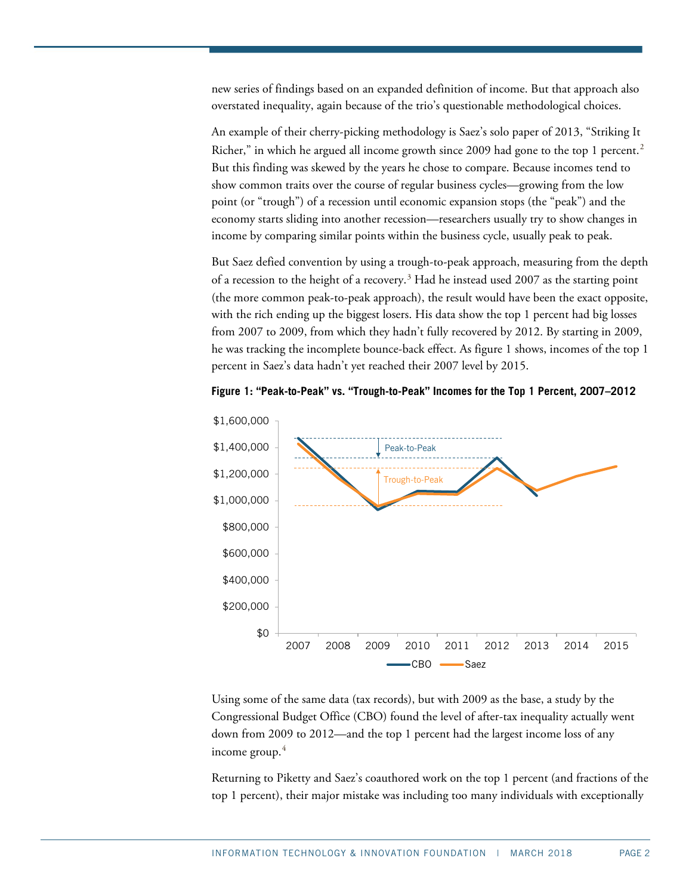new series of findings based on an expanded definition of income. But that approach also overstated inequality, again because of the trio's questionable methodological choices.

An example of their cherry-picking methodology is Saez's solo paper of 2013, "Striking It Richer," in which he argued all income growth since 2009 had gone to the top 1 percent.[2] But this finding was skewed by the years he chose to compare. Because incomes tend to show common traits over the course of regular business cycles—growing from the low point (or "trough") of a recession until economic expansion stops (the "peak") and the economy starts sliding into another recession—researchers usually try to show changes in income by comparing similar points within the business cycle, usually peak to peak.

But Saez defied convention by using a trough-to-peak approach, measuring from the depth of a recession to the height of a recovery.[3] Had he instead used 2007 as the starting point (the more common peak-to-peak approach), the result would have been the exact opposite, with the rich ending up the biggest losers. His data show the top 1 percent had big losses from 2007 to 2009, from which they hadn't fully recovered by 2012. By starting in 2009, he was tracking the incomplete bounce-back effect. As figure 1 shows, incomes of the top 1 percent in Saez's data hadn't yet reached their 2007 level by 2015.

**Figure 1: "Peak-to-Peak" vs. "Trough-to-Peak" Incomes for the Top 1 Percent, 2007–2012**

Using some of the same data (tax records), but with 2009 as the base, a study by the Congressional Budget Office (CBO) found the level of after-tax inequality actually went down from 2009 to 2012—and the top 1 percent had the largest income loss of any income group.[4]

Returning to Piketty and Saez's coauthored work on the top 1 percent (and fractions of the top 1 percent), their major mistake was including too many individuals with exceptionally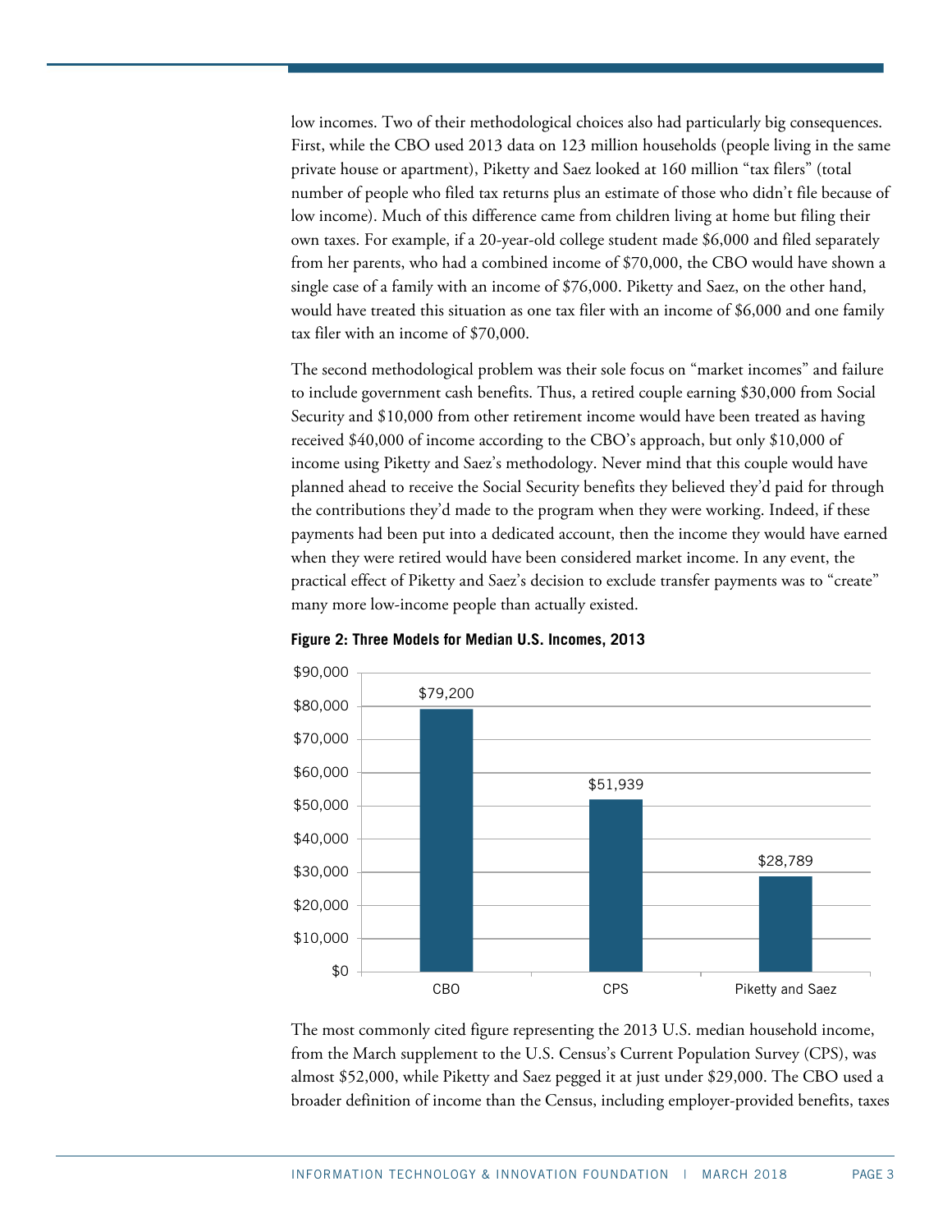low incomes. Two of their methodological choices also had particularly big consequences. First, while the CBO used 2013 data on 123 million households (people living in the same private house or apartment), Piketty and Saez looked at 160 million "tax filers" (total number of people who filed tax returns plus an estimate of those who didn't file because of low income). Much of this difference came from children living at home but filing their own taxes. For example, if a 20-year-old college student made $6,000 and filed separately from her parents, who had a combined income of $70,000, the CBO would have shown a single case of a family with an income of $76,000. Piketty and Saez, on the other hand, would have treated this situation as one tax filer with an income of $6,000 and one family tax filer with an income of $70,000.

The second methodological problem was their sole focus on "market incomes" and failure to include government cash benefits. Thus, a retired couple earning $30,000 from Social Security and $10,000 from other retirement income would have been treated as having received $40,000 of income according to the CBO's approach, but only $10,000 of income using Piketty and Saez's methodology. Never mind that this couple would have planned ahead to receive the Social Security benefits they believed they'd paid for through the contributions they'd made to the program when they were working. Indeed, if these payments had been put into a dedicated account, then the income they would have earned when they were retired would have been considered market income. In any event, the practical effect of Piketty and Saez's decision to exclude transfer payments was to "create" many more low-income people than actually existed.

**Figure 2: Three Models for Median U.S. Incomes, 2013**

| Model | Median Income |
|---|---|
| CBO | $79,200 |
| CPS | $51,939 |
| Piketty and Saez | $28,789 |

The most commonly cited figure representing the 2013 U.S. median household income, from the March supplement to the U.S. Census's Current Population Survey (CPS), was almost $52,000, while Piketty and Saez pegged it at just under $29,000. The CBO used a broader definition of income than the Census, including employer-provided benefits, taxes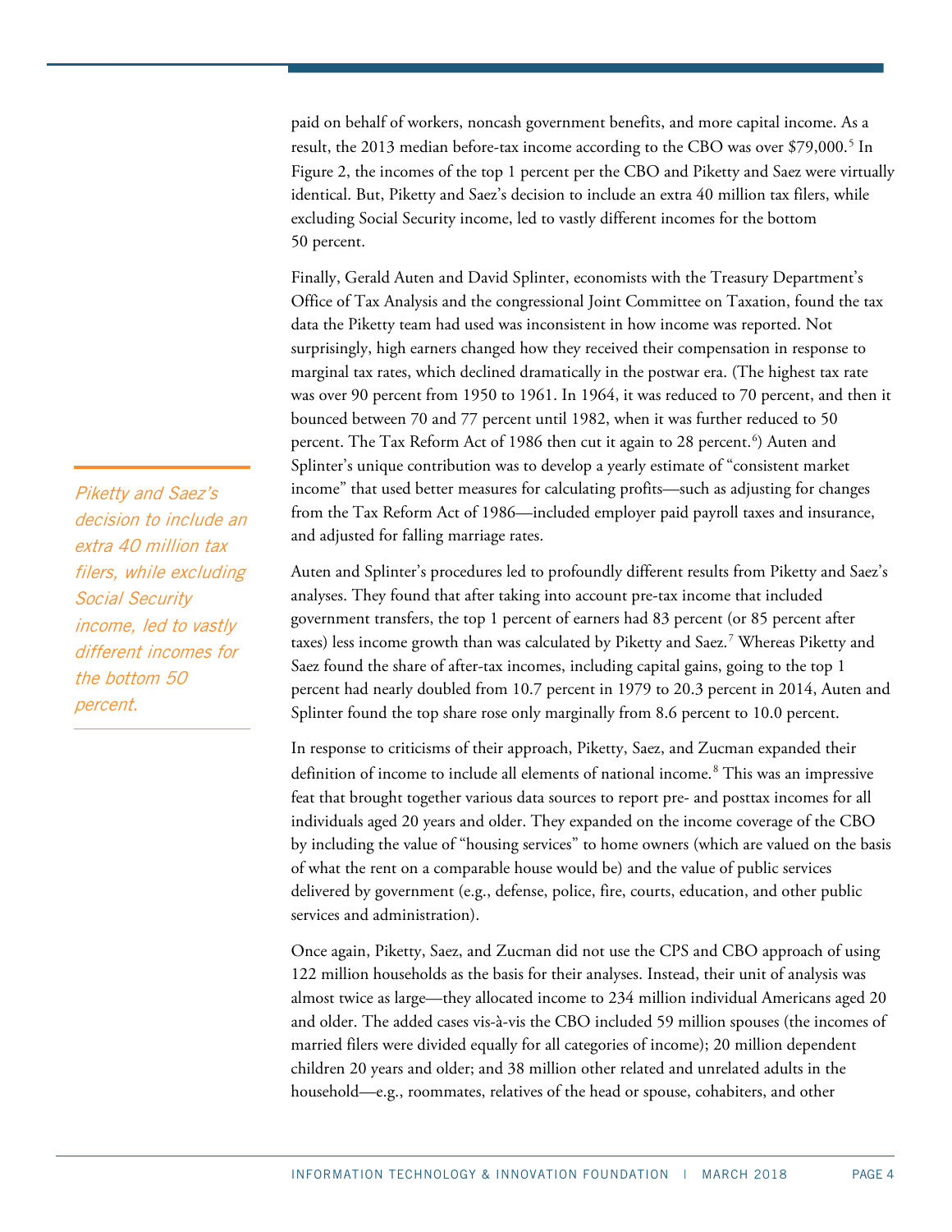paid on behalf of workers, noncash government benefits, and more capital income. As a result, the 2013 median before-tax income according to the CBO was over $79,000.[5] In Figure 2, the incomes of the top 1 percent per the CBO and Piketty and Saez were virtually identical. But, Piketty and Saez's decision to include an extra 40 million tax filers, while excluding Social Security income, led to vastly different incomes for the bottom 50 percent.

Finally, Gerald Auten and David Splinter, economists with the Treasury Department's Office of Tax Analysis and the congressional Joint Committee on Taxation, found the tax data the Piketty team had used was inconsistent in how income was reported. Not surprisingly, high earners changed how they received their compensation in response to marginal tax rates, which declined dramatically in the postwar era. (The highest tax rate was over 90 percent from 1950 to 1961. In 1964, it was reduced to 70 percent, and then it bounced between 70 and 77 percent until 1982, when it was further reduced to 50 percent. The Tax Reform Act of 1986 then cut it again to 28 percent.[6]) Auten and Splinter's unique contribution was to develop a yearly estimate of "consistent market income" that used better measures for calculating profits—such as adjusting for changes from the Tax Reform Act of 1986—included employer paid payroll taxes and insurance, and adjusted for falling marriage rates.

*Piketty and Saez's decision to include an extra 40 million tax filers, while excluding Social Security income, led to vastly different incomes for the bottom 50 percent.*

Auten and Splinter's procedures led to profoundly different results from Piketty and Saez's analyses. They found that after taking into account pre-tax income that included government transfers, the top 1 percent of earners had 83 percent (or 85 percent after taxes) less income growth than was calculated by Piketty and Saez.[7] Whereas Piketty and Saez found the share of after-tax incomes, including capital gains, going to the top 1 percent had nearly doubled from 10.7 percent in 1979 to 20.3 percent in 2014, Auten and Splinter found the top share rose only marginally from 8.6 percent to 10.0 percent.

In response to criticisms of their approach, Piketty, Saez, and Zucman expanded their definition of income to include all elements of national income.[8] This was an impressive feat that brought together various data sources to report pre- and posttax incomes for all individuals aged 20 years and older. They expanded on the income coverage of the CBO by including the value of "housing services" to home owners (which are valued on the basis of what the rent on a comparable house would be) and the value of public services delivered by government (e.g., defense, police, fire, courts, education, and other public services and administration).

Once again, Piketty, Saez, and Zucman did not use the CPS and CBO approach of using 122 million households as the basis for their analyses. Instead, their unit of analysis was almost twice as large—they allocated income to 234 million individual Americans aged 20 and older. The added cases vis-à-vis the CBO included 59 million spouses (the incomes of married filers were divided equally for all categories of income); 20 million dependent children 20 years and older; and 38 million other related and unrelated adults in the household—e.g., roommates, relatives of the head or spouse, cohabiters, and other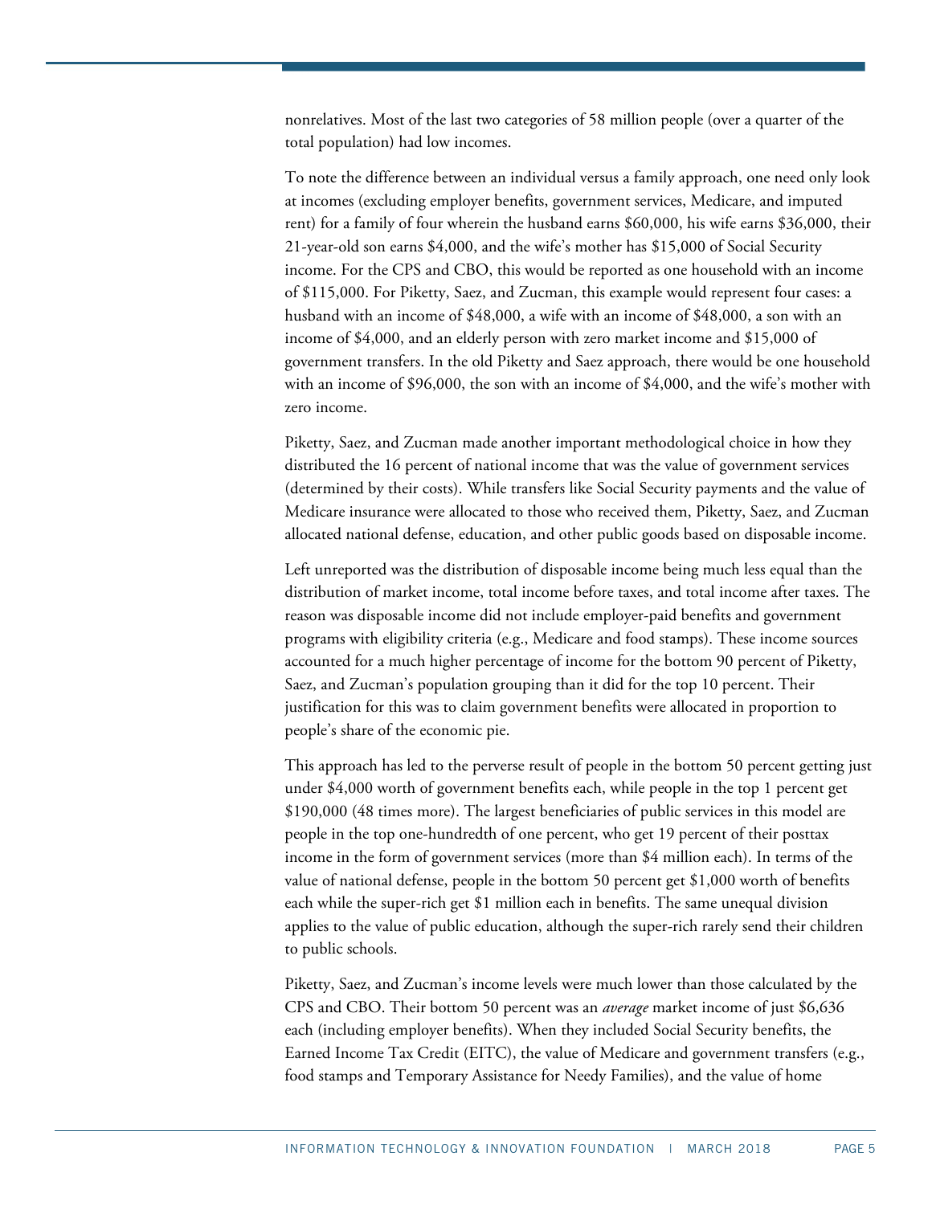nonrelatives. Most of the last two categories of 58 million people (over a quarter of the total population) had low incomes.

To note the difference between an individual versus a family approach, one need only look at incomes (excluding employer benefits, government services, Medicare, and imputed rent) for a family of four wherein the husband earns $60,000, his wife earns $36,000, their 21-year-old son earns $4,000, and the wife's mother has $15,000 of Social Security income. For the CPS and CBO, this would be reported as one household with an income of $115,000. For Piketty, Saez, and Zucman, this example would represent four cases: a husband with an income of $48,000, a wife with an income of $48,000, a son with an income of $4,000, and an elderly person with zero market income and $15,000 of government transfers. In the old Piketty and Saez approach, there would be one household with an income of $96,000, the son with an income of $4,000, and the wife's mother with zero income.

Piketty, Saez, and Zucman made another important methodological choice in how they distributed the 16 percent of national income that was the value of government services (determined by their costs). While transfers like Social Security payments and the value of Medicare insurance were allocated to those who received them, Piketty, Saez, and Zucman allocated national defense, education, and other public goods based on disposable income.

Left unreported was the distribution of disposable income being much less equal than the distribution of market income, total income before taxes, and total income after taxes. The reason was disposable income did not include employer-paid benefits and government programs with eligibility criteria (e.g., Medicare and food stamps). These income sources accounted for a much higher percentage of income for the bottom 90 percent of Piketty, Saez, and Zucman's population grouping than it did for the top 10 percent. Their justification for this was to claim government benefits were allocated in proportion to people's share of the economic pie.

This approach has led to the perverse result of people in the bottom 50 percent getting just under $4,000 worth of government benefits each, while people in the top 1 percent get $190,000 (48 times more). The largest beneficiaries of public services in this model are people in the top one-hundredth of one percent, who get 19 percent of their posttax income in the form of government services (more than $4 million each). In terms of the value of national defense, people in the bottom 50 percent get $1,000 worth of benefits each while the super-rich get $1 million each in benefits. The same unequal division applies to the value of public education, although the super-rich rarely send their children to public schools.

Piketty, Saez, and Zucman's income levels were much lower than those calculated by the CPS and CBO. Their bottom 50 percent was an *average* market income of just $6,636 each (including employer benefits). When they included Social Security benefits, the Earned Income Tax Credit (EITC), the value of Medicare and government transfers (e.g., food stamps and Temporary Assistance for Needy Families), and the value of home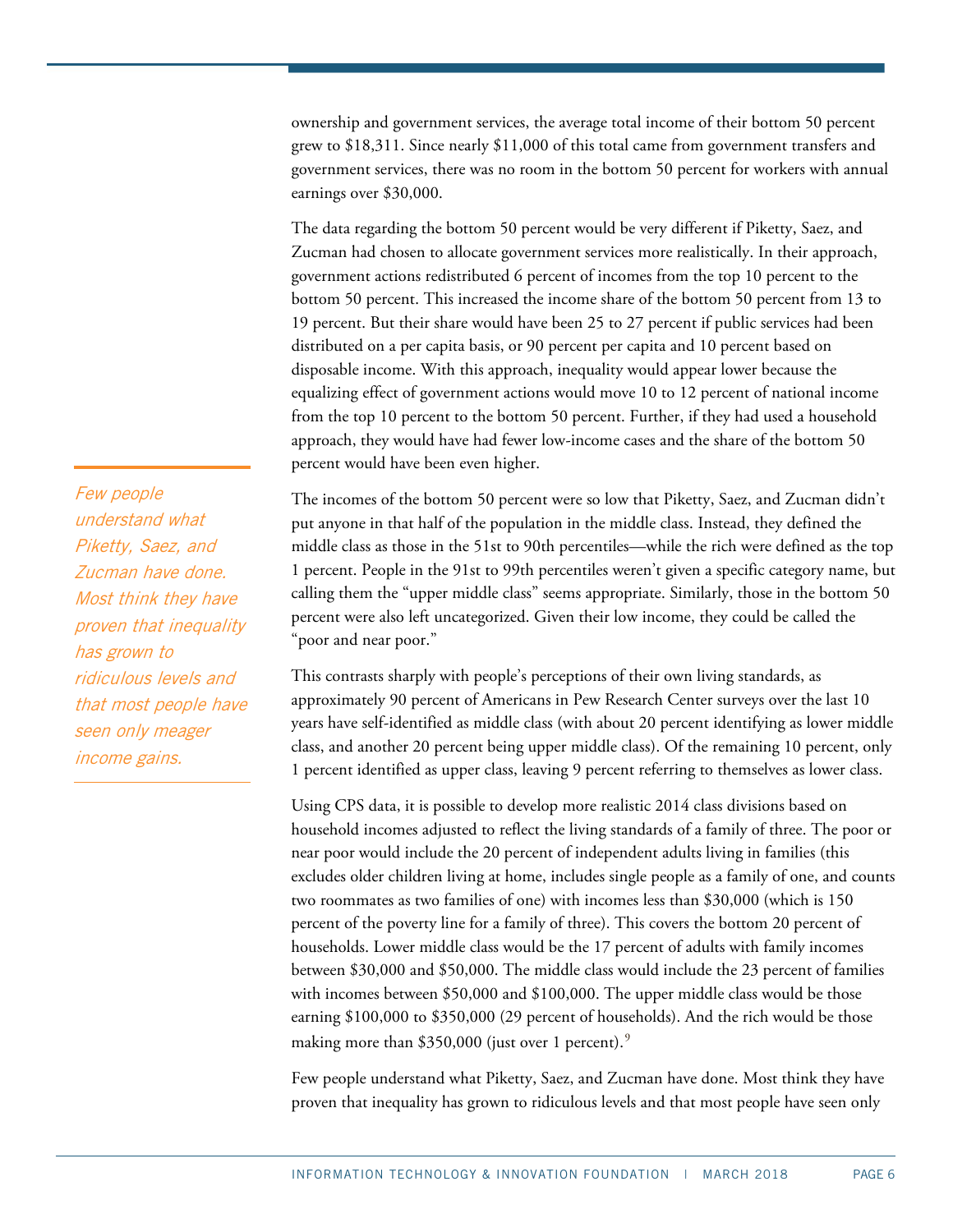ownership and government services, the average total income of their bottom 50 percent grew to $18,311. Since nearly $11,000 of this total came from government transfers and government services, there was no room in the bottom 50 percent for workers with annual earnings over $30,000.

The data regarding the bottom 50 percent would be very different if Piketty, Saez, and Zucman had chosen to allocate government services more realistically. In their approach, government actions redistributed 6 percent of incomes from the top 10 percent to the bottom 50 percent. This increased the income share of the bottom 50 percent from 13 to 19 percent. But their share would have been 25 to 27 percent if public services had been distributed on a per capita basis, or 90 percent per capita and 10 percent based on disposable income. With this approach, inequality would appear lower because the equalizing effect of government actions would move 10 to 12 percent of national income from the top 10 percent to the bottom 50 percent. Further, if they had used a household approach, they would have had fewer low-income cases and the share of the bottom 50 percent would have been even higher.

The incomes of the bottom 50 percent were so low that Piketty, Saez, and Zucman didn't put anyone in that half of the population in the middle class. Instead, they defined the middle class as those in the 51st to 90th percentiles—while the rich were defined as the top 1 percent. People in the 91st to 99th percentiles weren't given a specific category name, but calling them the "upper middle class" seems appropriate. Similarly, those in the bottom 50 percent were also left uncategorized. Given their low income, they could be called the "poor and near poor."

This contrasts sharply with people's perceptions of their own living standards, as approximately 90 percent of Americans in Pew Research Center surveys over the last 10 years have self-identified as middle class (with about 20 percent identifying as lower middle class, and another 20 percent being upper middle class). Of the remaining 10 percent, only 1 percent identified as upper class, leaving 9 percent referring to themselves as lower class.

Using CPS data, it is possible to develop more realistic 2014 class divisions based on household incomes adjusted to reflect the living standards of a family of three. The poor or near poor would include the 20 percent of independent adults living in families (this excludes older children living at home, includes single people as a family of one, and counts two roommates as two families of one) with incomes less than $30,000 (which is 150 percent of the poverty line for a family of three). This covers the bottom 20 percent of households. Lower middle class would be the 17 percent of adults with family incomes between $30,000 and $50,000. The middle class would include the 23 percent of families with incomes between $50,000 and $100,000. The upper middle class would be those earning $100,000 to $350,000 (29 percent of households). And the rich would be those making more than $350,000 (just over 1 percent).[9]

*Few people understand what Piketty, Saez, and Zucman have done. Most think they have proven that inequality has grown to ridiculous levels and that most people have seen only meager income gains.*

Few people understand what Piketty, Saez, and Zucman have done. Most think they have proven that inequality has grown to ridiculous levels and that most people have seen only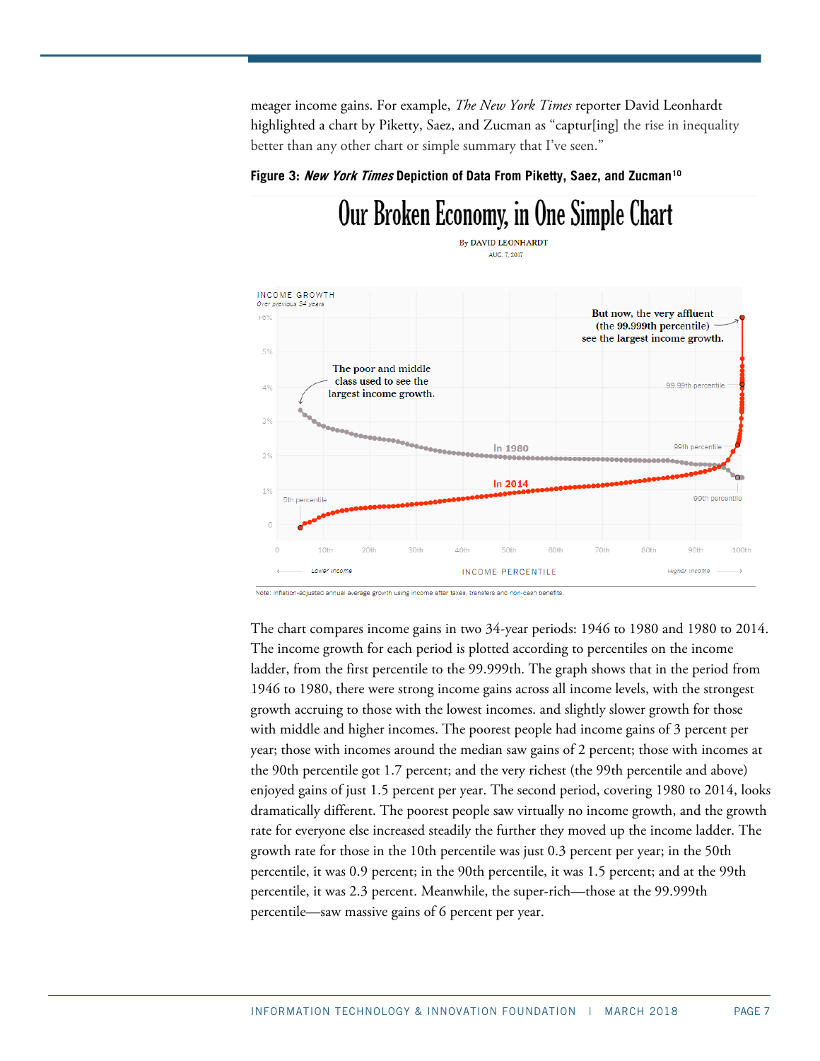meager income gains. For example, *The New York Times* reporter David Leonhardt highlighted a chart by Piketty, Saez, and Zucman as "captur[ing] the rise in inequality better than any other chart or simple summary that I've seen."

**Figure 3: *New York Times* Depiction of Data From Piketty, Saez, and Zucman**[10]

The chart compares income gains in two 34-year periods: 1946 to 1980 and 1980 to 2014. The income growth for each period is plotted according to percentiles on the income ladder, from the first percentile to the 99.999th. The graph shows that in the period from 1946 to 1980, there were strong income gains across all income levels, with the strongest growth accruing to those with the lowest incomes. and slightly slower growth for those with middle and higher incomes. The poorest people had income gains of 3 percent per year; those with incomes around the median saw gains of 2 percent; those with incomes at the 90th percentile got 1.7 percent; and the very richest (the 99th percentile and above) enjoyed gains of just 1.5 percent per year. The second period, covering 1980 to 2014, looks dramatically different. The poorest people saw virtually no income growth, and the growth rate for everyone else increased steadily the further they moved up the income ladder. The growth rate for those in the 10th percentile was just 0.3 percent per year; in the 50th percentile, it was 0.9 percent; in the 90th percentile, it was 1.5 percent; and at the 99th percentile, it was 2.3 percent. Meanwhile, the super-rich—those at the 99.999th percentile—saw massive gains of 6 percent per year.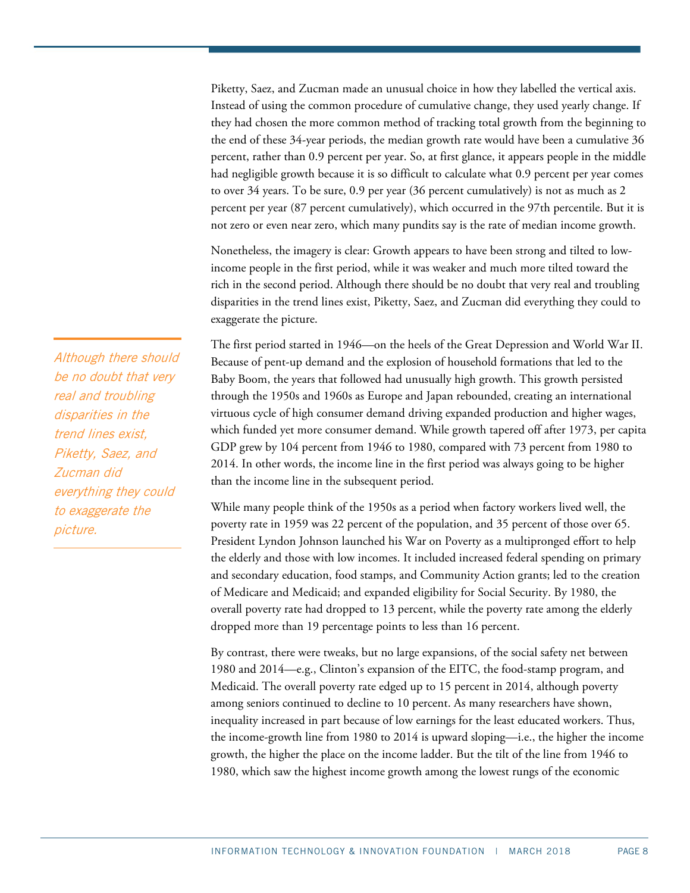Piketty, Saez, and Zucman made an unusual choice in how they labelled the vertical axis. Instead of using the common procedure of cumulative change, they used yearly change. If they had chosen the more common method of tracking total growth from the beginning to the end of these 34-year periods, the median growth rate would have been a cumulative 36 percent, rather than 0.9 percent per year. So, at first glance, it appears people in the middle had negligible growth because it is so difficult to calculate what 0.9 percent per year comes to over 34 years. To be sure, 0.9 per year (36 percent cumulatively) is not as much as 2 percent per year (87 percent cumulatively), which occurred in the 97th percentile. But it is not zero or even near zero, which many pundits say is the rate of median income growth.

Nonetheless, the imagery is clear: Growth appears to have been strong and tilted to low-income people in the first period, while it was weaker and much more tilted toward the rich in the second period. Although there should be no doubt that very real and troubling disparities in the trend lines exist, Piketty, Saez, and Zucman did everything they could to exaggerate the picture.

*Although there should be no doubt that very real and troubling disparities in the trend lines exist, Piketty, Saez, and Zucman did everything they could to exaggerate the picture.*

The first period started in 1946—on the heels of the Great Depression and World War II. Because of pent-up demand and the explosion of household formations that led to the Baby Boom, the years that followed had unusually high growth. This growth persisted through the 1950s and 1960s as Europe and Japan rebounded, creating an international virtuous cycle of high consumer demand driving expanded production and higher wages, which funded yet more consumer demand. While growth tapered off after 1973, per capita GDP grew by 104 percent from 1946 to 1980, compared with 73 percent from 1980 to 2014. In other words, the income line in the first period was always going to be higher than the income line in the subsequent period.

While many people think of the 1950s as a period when factory workers lived well, the poverty rate in 1959 was 22 percent of the population, and 35 percent of those over 65. President Lyndon Johnson launched his War on Poverty as a multipronged effort to help the elderly and those with low incomes. It included increased federal spending on primary and secondary education, food stamps, and Community Action grants; led to the creation of Medicare and Medicaid; and expanded eligibility for Social Security. By 1980, the overall poverty rate had dropped to 13 percent, while the poverty rate among the elderly dropped more than 19 percentage points to less than 16 percent.

By contrast, there were tweaks, but no large expansions, of the social safety net between 1980 and 2014—e.g., Clinton's expansion of the EITC, the food-stamp program, and Medicaid. The overall poverty rate edged up to 15 percent in 2014, although poverty among seniors continued to decline to 10 percent. As many researchers have shown, inequality increased in part because of low earnings for the least educated workers. Thus, the income-growth line from 1980 to 2014 is upward sloping—i.e., the higher the income growth, the higher the place on the income ladder. But the tilt of the line from 1946 to 1980, which saw the highest income growth among the lowest rungs of the economic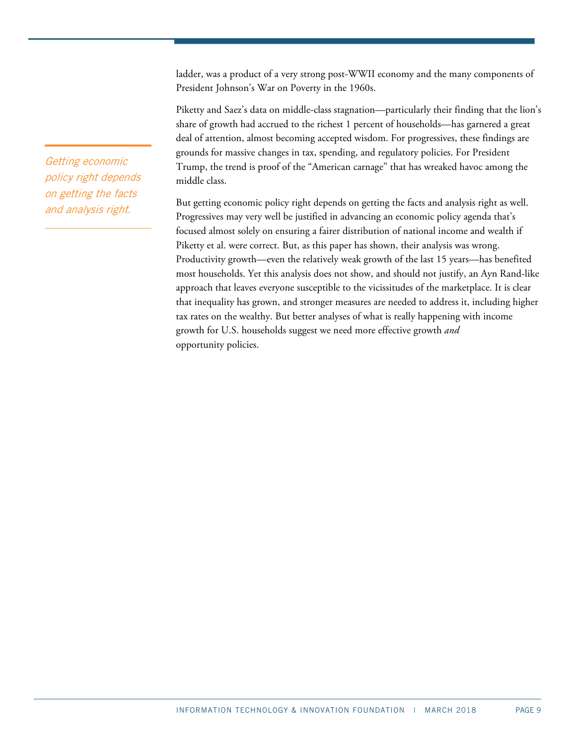ladder, was a product of a very strong post-WWII economy and the many components of President Johnson's War on Poverty in the 1960s.

Piketty and Saez's data on middle-class stagnation—particularly their finding that the lion's share of growth had accrued to the richest 1 percent of households—has garnered a great deal of attention, almost becoming accepted wisdom. For progressives, these findings are grounds for massive changes in tax, spending, and regulatory policies. For President Trump, the trend is proof of the "American carnage" that has wreaked havoc among the middle class.

*Getting economic policy right depends on getting the facts and analysis right.*

But getting economic policy right depends on getting the facts and analysis right as well. Progressives may very well be justified in advancing an economic policy agenda that's focused almost solely on ensuring a fairer distribution of national income and wealth if Piketty et al. were correct. But, as this paper has shown, their analysis was wrong. Productivity growth—even the relatively weak growth of the last 15 years—has benefited most households. Yet this analysis does not show, and should not justify, an Ayn Rand-like approach that leaves everyone susceptible to the vicissitudes of the marketplace. It is clear that inequality has grown, and stronger measures are needed to address it, including higher tax rates on the wealthy. But better analyses of what is really happening with income growth for U.S. households suggest we need more effective growth *and* opportunity policies.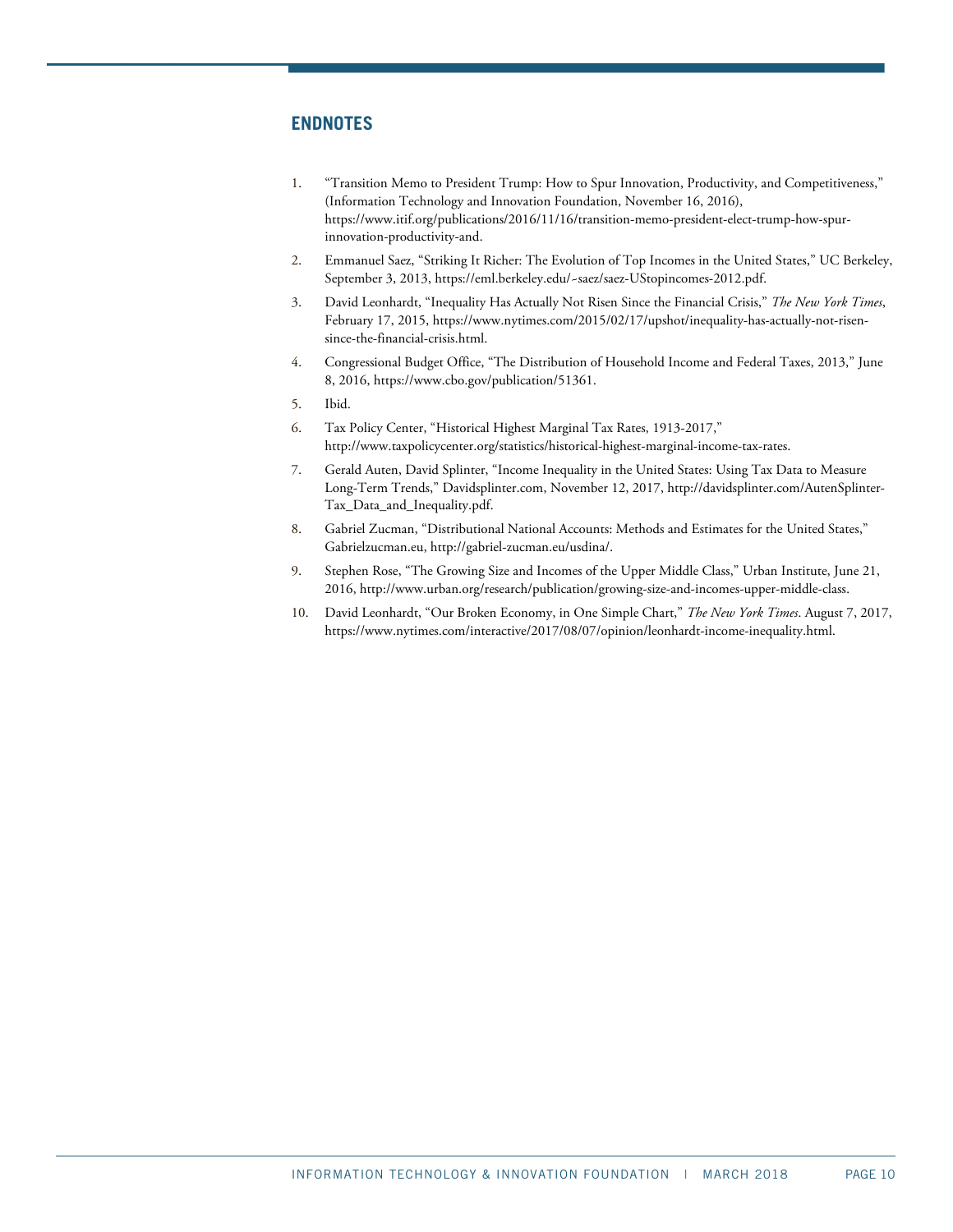## ENDNOTES

1. "Transition Memo to President Trump: How to Spur Innovation, Productivity, and Competitiveness," (Information Technology and Innovation Foundation, November 16, 2016), https://www.itif.org/publications/2016/11/16/transition-memo-president-elect-trump-how-spur-innovation-productivity-and.
2. Emmanuel Saez, "Striking It Richer: The Evolution of Top Incomes in the United States," UC Berkeley, September 3, 2013, https://eml.berkeley.edu/~saez/saez-UStopincomes-2012.pdf.
3. David Leonhardt, "Inequality Has Actually Not Risen Since the Financial Crisis," *The New York Times*, February 17, 2015, https://www.nytimes.com/2015/02/17/upshot/inequality-has-actually-not-risen-since-the-financial-crisis.html.
4. Congressional Budget Office, "The Distribution of Household Income and Federal Taxes, 2013," June 8, 2016, https://www.cbo.gov/publication/51361.
5. Ibid.
6. Tax Policy Center, "Historical Highest Marginal Tax Rates, 1913-2017," http://www.taxpolicycenter.org/statistics/historical-highest-marginal-income-tax-rates.
7. Gerald Auten, David Splinter, "Income Inequality in the United States: Using Tax Data to Measure Long-Term Trends," Davidsplinter.com, November 12, 2017, http://davidsplinter.com/AutenSplinter-Tax_Data_and_Inequality.pdf.
8. Gabriel Zucman, "Distributional National Accounts: Methods and Estimates for the United States," Gabrielzucman.eu, http://gabriel-zucman.eu/usdina/.
9. Stephen Rose, "The Growing Size and Incomes of the Upper Middle Class," Urban Institute, June 21, 2016, http://www.urban.org/research/publication/growing-size-and-incomes-upper-middle-class.
10. David Leonhardt, "Our Broken Economy, in One Simple Chart," *The New York Times*. August 7, 2017, https://www.nytimes.com/interactive/2017/08/07/opinion/leonhardt-income-inequality.html.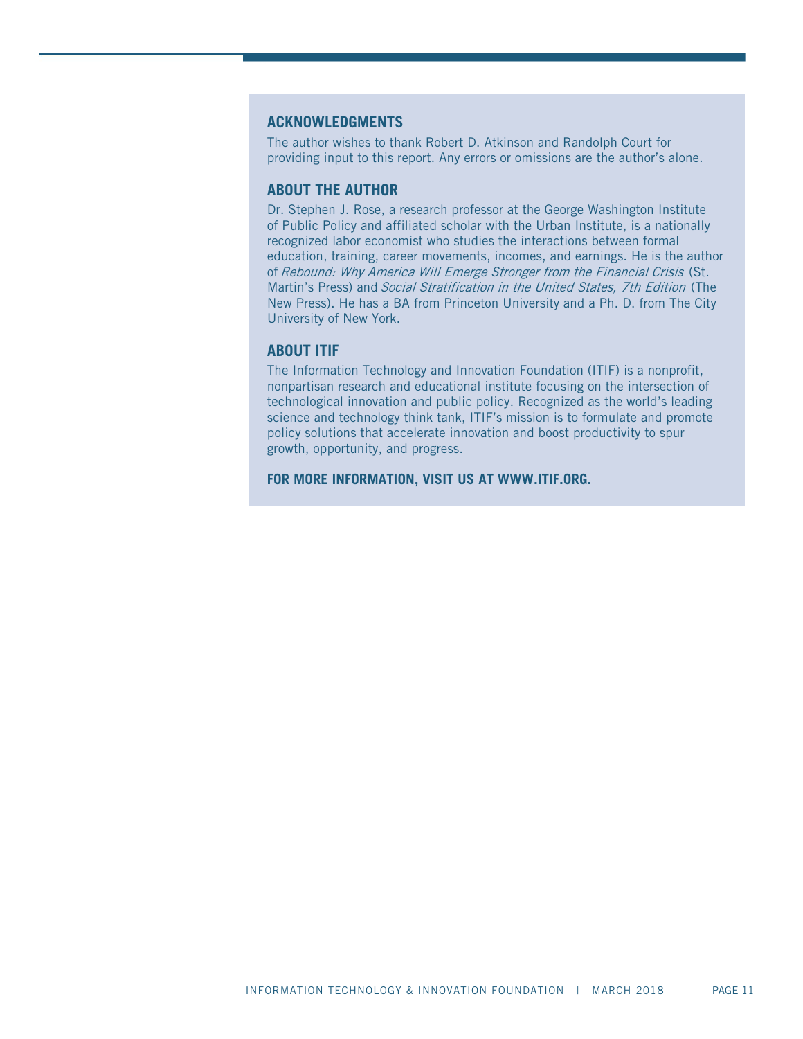## ACKNOWLEDGMENTS

The author wishes to thank Robert D. Atkinson and Randolph Court for providing input to this report. Any errors or omissions are the author's alone.

## ABOUT THE AUTHOR

Dr. Stephen J. Rose, a research professor at the George Washington Institute of Public Policy and affiliated scholar with the Urban Institute, is a nationally recognized labor economist who studies the interactions between formal education, training, career movements, incomes, and earnings. He is the author of *Rebound: Why America Will Emerge Stronger from the Financial Crisis* (St. Martin's Press) and *Social Stratification in the United States, 7th Edition* (The New Press). He has a BA from Princeton University and a Ph. D. from The City University of New York.

## ABOUT ITIF

The Information Technology and Innovation Foundation (ITIF) is a nonprofit, nonpartisan research and educational institute focusing on the intersection of technological innovation and public policy. Recognized as the world's leading science and technology think tank, ITIF's mission is to formulate and promote policy solutions that accelerate innovation and boost productivity to spur growth, opportunity, and progress.

**FOR MORE INFORMATION, VISIT US AT WWW.ITIF.ORG.**